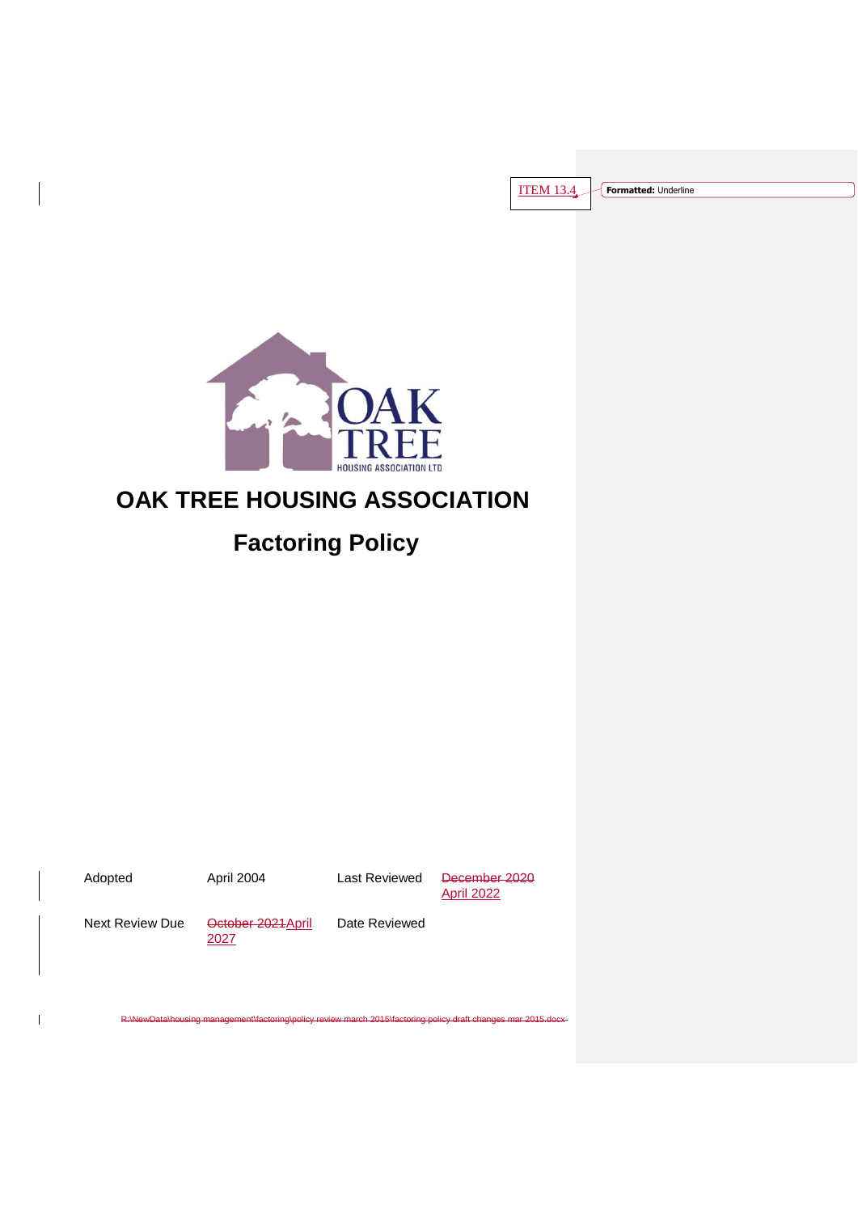ITEM 13.4

OAK TREE HOUSING ASSOCIATION LTD

# OAK TREE HOUSING ASSOCIATION

## Factoring Policy

| Adopted | April 2004 | Last Reviewed | ~~December 2020~~ April 2022 |
|---|---|---|---|
| Next Review Due | ~~October 2021~~ April 2027 | Date Reviewed | |

~~R:\NewData\housing management\factoring\policy review march 2015\factoring policy draft changes mar 2015.docx~~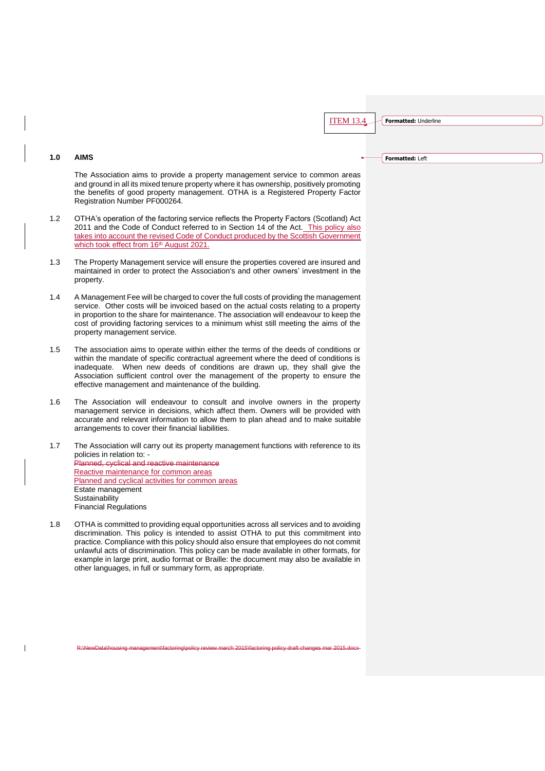ITEM 13.4

## 1.0 AIMS

The Association aims to provide a property management service to common areas and ground in all its mixed tenure property where it has ownership, positively promoting the benefits of good property management. OTHA is a Registered Property Factor Registration Number PF000264.

1.2 OTHA's operation of the factoring service reflects the Property Factors (Scotland) Act 2011 and the Code of Conduct referred to in Section 14 of the Act. This policy also takes into account the revised Code of Conduct produced by the Scottish Government which took effect from 16th August 2021.

1.3 The Property Management service will ensure the properties covered are insured and maintained in order to protect the Association's and other owners' investment in the property.

1.4 A Management Fee will be charged to cover the full costs of providing the management service. Other costs will be invoiced based on the actual costs relating to a property in proportion to the share for maintenance. The association will endeavour to keep the cost of providing factoring services to a minimum whilst still meeting the aims of the property management service.

1.5 The association aims to operate within either the terms of the deeds of conditions or within the mandate of specific contractual agreement where the deed of conditions is inadequate. When new deeds of conditions are drawn up, they shall give the Association sufficient control over the management of the property to ensure the effective management and maintenance of the building.

1.6 The Association will endeavour to consult and involve owners in the property management service in decisions, which affect them. Owners will be provided with accurate and relevant information to allow them to plan ahead and to make suitable arrangements to cover their financial liabilities.

1.7 The Association will carry out its property management functions with reference to its policies in relation to: -

~~Planned, cyclical and reactive maintenance~~
Reactive maintenance for common areas
Planned and cyclical activities for common areas
Estate management
Sustainability
Financial Regulations

1.8 OTHA is committed to providing equal opportunities across all services and to avoiding discrimination. This policy is intended to assist OTHA to put this commitment into practice. Compliance with this policy should also ensure that employees do not commit unlawful acts of discrimination. This policy can be made available in other formats, for example in large print, audio format or Braille: the document may also be available in other languages, in full or summary form, as appropriate.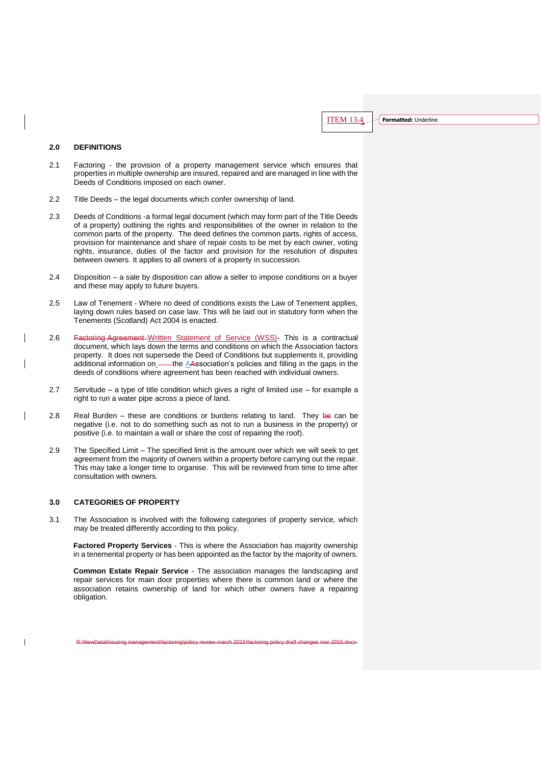ITEM 13.4

## 2.0 DEFINITIONS

2.1 Factoring - the provision of a property management service which ensures that properties in multiple ownership are insured, repaired and are managed in line with the Deeds of Conditions imposed on each owner.

2.2 Title Deeds – the legal documents which confer ownership of land.

2.3 Deeds of Conditions -a formal legal document (which may form part of the Title Deeds of a property) outlining the rights and responsibilities of the owner in relation to the common parts of the property. The deed defines the common parts, rights of access, provision for maintenance and share of repair costs to be met by each owner, voting rights, insurance, duties of the factor and provision for the resolution of disputes between owners. It applies to all owners of a property in succession.

2.4 Disposition – a sale by disposition can allow a seller to impose conditions on a buyer and these may apply to future buyers.

2.5 Law of Tenement - Where no deed of conditions exists the Law of Tenement applies, laying down rules based on case law. This will be laid out in statutory form when the Tenements (Scotland) Act 2004 is enacted.

2.6 Written Statement of Service (WSS)- This is a contractual document, which lays down the terms and conditions on which the Association factors property. It does not supersede the Deed of Conditions but supplements it, providing additional information on the Association's policies and filling in the gaps in the deeds of conditions where agreement has been reached with individual owners.

2.7 Servitude – a type of title condition which gives a right of limited use – for example a right to run a water pipe across a piece of land.

2.8 Real Burden – these are conditions or burdens relating to land. They can be negative (i.e. not to do something such as not to run a business in the property) or positive (i.e. to maintain a wall or share the cost of repairing the roof).

2.9 The Specified Limit – The specified limit is the amount over which we will seek to get agreement from the majority of owners within a property before carrying out the repair. This may take a longer time to organise. This will be reviewed from time to time after consultation with owners.

## 3.0 CATEGORIES OF PROPERTY

3.1 The Association is involved with the following categories of property service, which may be treated differently according to this policy.

**Factored Property Services** - This is where the Association has majority ownership in a tenemental property or has been appointed as the factor by the majority of owners.

**Common Estate Repair Service** - The association manages the landscaping and repair services for main door properties where there is common land or where the association retains ownership of land for which other owners have a repairing obligation.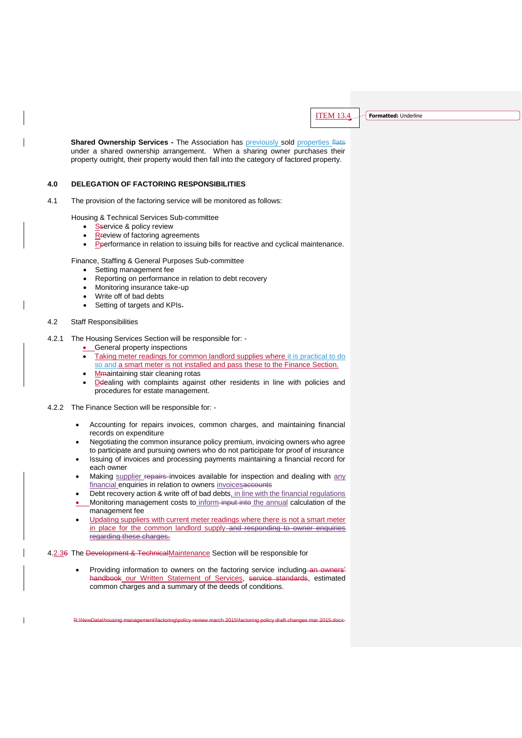ITEM 13.4

**Shared Ownership Services -** The Association has previously sold properties under a shared ownership arrangement. When a sharing owner purchases their property outright, their property would then fall into the category of factored property.

## 4.0 DELEGATION OF FACTORING RESPONSIBILITIES

4.1 The provision of the factoring service will be monitored as follows:

Housing & Technical Services Sub-committee

- Service & policy review
- Review of factoring agreements
- Performance in relation to issuing bills for reactive and cyclical maintenance.

Finance, Staffing & General Purposes Sub-committee

- Setting management fee
- Reporting on performance in relation to debt recovery
- Monitoring insurance take-up
- Write off of bad debts
- Setting of targets and KPIs

4.2 Staff Responsibilities

4.2.1 The Housing Services Section will be responsible for: -

- General property inspections
- Taking meter readings for common landlord supplies where it is practical to do so and a smart meter is not installed and pass these to the Finance Section.
- Maintaining stair cleaning rotas
- Dealing with complaints against other residents in line with policies and procedures for estate management.

4.2.2 The Finance Section will be responsible for: -

- Accounting for repairs invoices, common charges, and maintaining financial records on expenditure
- Negotiating the common insurance policy premium, invoicing owners who agree to participate and pursuing owners who do not participate for proof of insurance
- Issuing of invoices and processing payments maintaining a financial record for each owner
- Making supplier invoices available for inspection and dealing with any financial enquiries in relation to owners invoices
- Debt recovery action & write off of bad debts, in line with the financial regulations
- Monitoring management costs to inform the annual calculation of the management fee
- Updating suppliers with current meter readings where there is not a smart meter in place for the common landlord supply

4.2.3 The Maintenance Section will be responsible for

- Providing information to owners on the factoring service including our Written Statement of Services, estimated common charges and a summary of the deeds of conditions.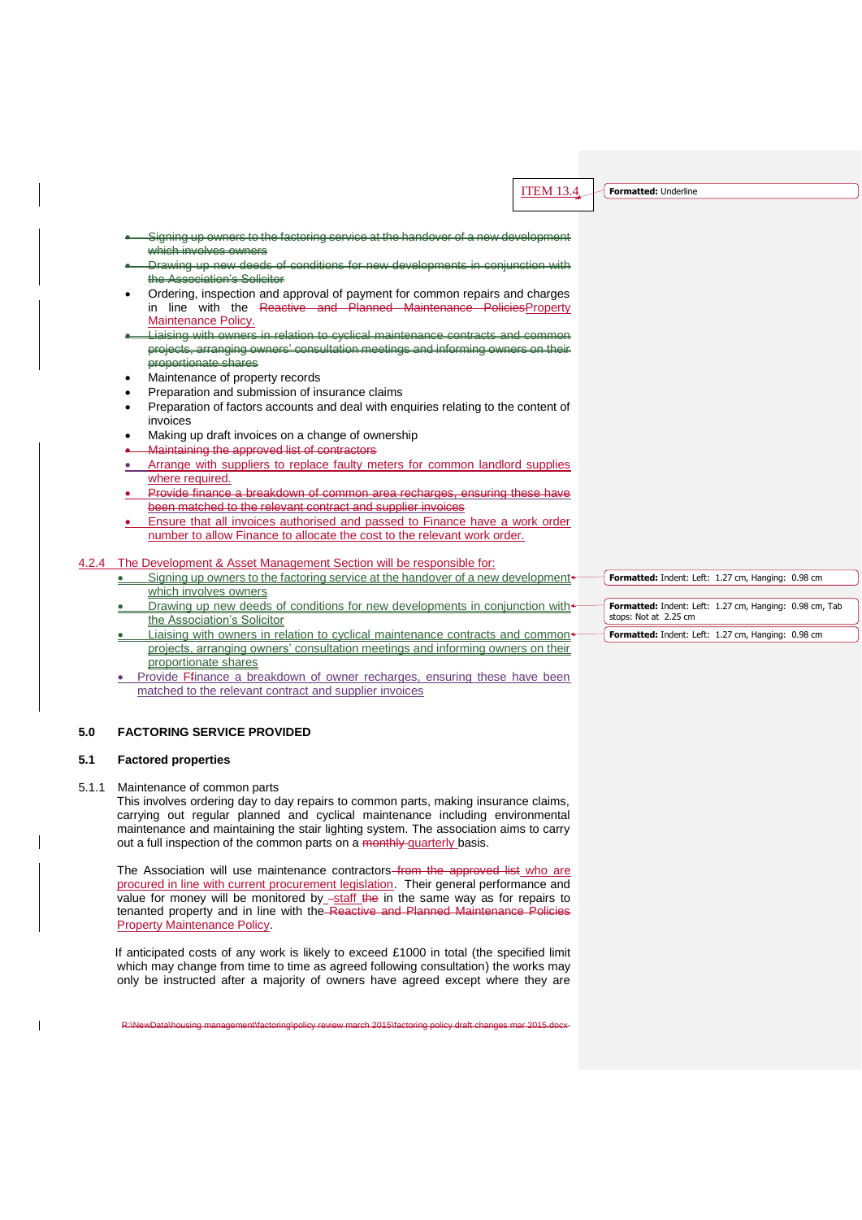ITEM 13.4

- ~~Signing up owners to the factoring service at the handover of a new development which involves owners~~
- ~~Drawing up new deeds of conditions for new developments in conjunction with the Association's Solicitor~~
- Ordering, inspection and approval of payment for common repairs and charges in line with the ~~Reactive and Planned Maintenance Policies~~Property Maintenance Policy.
- ~~Liaising with owners in relation to cyclical maintenance contracts and common projects, arranging owners' consultation meetings and informing owners on their proportionate shares~~
- Maintenance of property records
- Preparation and submission of insurance claims
- Preparation of factors accounts and deal with enquiries relating to the content of invoices
- Making up draft invoices on a change of ownership
- ~~Maintaining the approved list of contractors~~
- Arrange with suppliers to replace faulty meters for common landlord supplies where required.
- ~~Provide finance a breakdown of common area recharges, ensuring these have been matched to the relevant contract and supplier invoices~~
- Ensure that all invoices authorised and passed to Finance have a work order number to allow Finance to allocate the cost to the relevant work order.

4.2.4 The Development & Asset Management Section will be responsible for:

- Signing up owners to the factoring service at the handover of a new development which involves owners
- Drawing up new deeds of conditions for new developments in conjunction with the Association's Solicitor
- Liaising with owners in relation to cyclical maintenance contracts and common projects, arranging owners' consultation meetings and informing owners on their proportionate shares
- Provide ~~F~~finance a breakdown of owner recharges, ensuring these have been matched to the relevant contract and supplier invoices

## 5.0 FACTORING SERVICE PROVIDED

### 5.1 Factored properties

5.1.1 Maintenance of common parts

This involves ordering day to day repairs to common parts, making insurance claims, carrying out regular planned and cyclical maintenance including environmental maintenance and maintaining the stair lighting system. The association aims to carry out a full inspection of the common parts on a ~~monthly~~ quarterly basis.

The Association will use maintenance contractors ~~from the approved list~~ who are procured in line with current procurement legislation. Their general performance and value for money will be monitored by staff ~~the~~ in the same way as for repairs to tenanted property and in line with the ~~Reactive and Planned Maintenance Policies~~ Property Maintenance Policy.

If anticipated costs of any work is likely to exceed £1000 in total (the specified limit which may change from time to time as agreed following consultation) the works may only be instructed after a majority of owners have agreed except where they are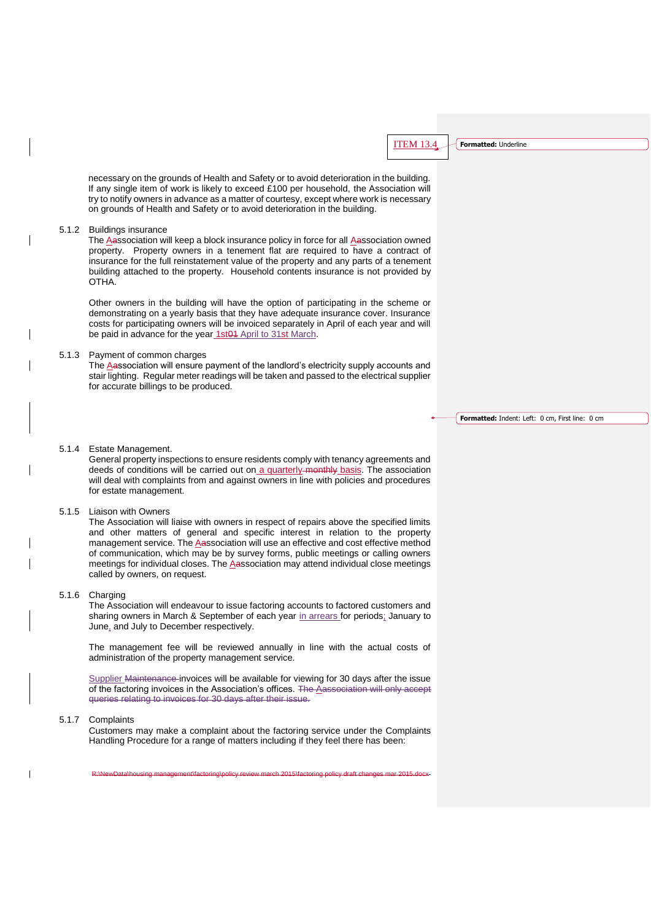ITEM 13.4

necessary on the grounds of Health and Safety or to avoid deterioration in the building. If any single item of work is likely to exceed £100 per household, the Association will try to notify owners in advance as a matter of courtesy, except where work is necessary on grounds of Health and Safety or to avoid deterioration in the building.

5.1.2 Buildings insurance

The Association will keep a block insurance policy in force for all Association owned property. Property owners in a tenement flat are required to have a contract of insurance for the full reinstatement value of the property and any parts of a tenement building attached to the property. Household contents insurance is not provided by OTHA.

Other owners in the building will have the option of participating in the scheme or demonstrating on a yearly basis that they have adequate insurance cover. Insurance costs for participating owners will be invoiced separately in April of each year and will be paid in advance for the year 1st April to 31st March.

5.1.3 Payment of common charges

The Association will ensure payment of the landlord's electricity supply accounts and stair lighting. Regular meter readings will be taken and passed to the electrical supplier for accurate billings to be produced.

5.1.4 Estate Management.

General property inspections to ensure residents comply with tenancy agreements and deeds of conditions will be carried out on a quarterly basis. The association will deal with complaints from and against owners in line with policies and procedures for estate management.

5.1.5 Liaison with Owners

The Association will liaise with owners in respect of repairs above the specified limits and other matters of general and specific interest in relation to the property management service. The Association will use an effective and cost effective method of communication, which may be by survey forms, public meetings or calling owners meetings for individual closes. The Association may attend individual close meetings called by owners, on request.

5.1.6 Charging

The Association will endeavour to issue factoring accounts to factored customers and sharing owners in March & September of each year in arrears for periods; January to June, and July to December respectively.

The management fee will be reviewed annually in line with the actual costs of administration of the property management service.

Supplier invoices will be available for viewing for 30 days after the issue of the factoring invoices in the Association's offices.

5.1.7 Complaints

Customers may make a complaint about the factoring service under the Complaints Handling Procedure for a range of matters including if they feel there has been: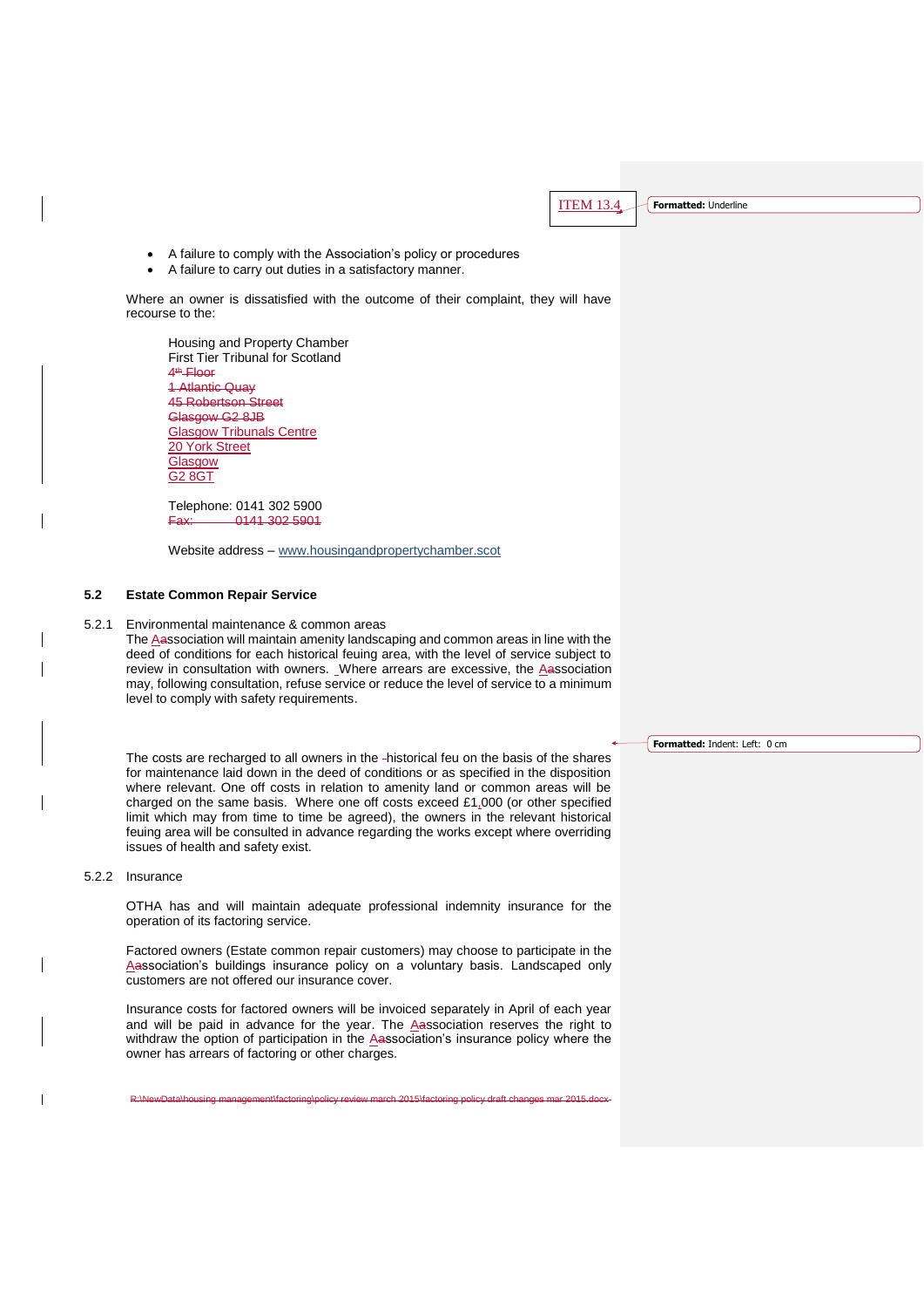ITEM 13.4

- A failure to comply with the Association's policy or procedures
- A failure to carry out duties in a satisfactory manner.

Where an owner is dissatisfied with the outcome of their complaint, they will have recourse to the:

Housing and Property Chamber
First Tier Tribunal for Scotland
~~4th Floor~~
~~1 Atlantic Quay~~
~~45 Robertson Street~~
~~Glasgow G2 8JB~~
Glasgow Tribunals Centre
20 York Street
Glasgow
G2 8GT

Telephone: 0141 302 5900
~~Fax: 0141 302 5901~~

Website address – www.housingandpropertychamber.scot

### 5.2 Estate Common Repair Service

5.2.1 Environmental maintenance & common areas

The Association will maintain amenity landscaping and common areas in line with the deed of conditions for each historical feuing area, with the level of service subject to review in consultation with owners. Where arrears are excessive, the Association may, following consultation, refuse service or reduce the level of service to a minimum level to comply with safety requirements.

The costs are recharged to all owners in the historical feu on the basis of the shares for maintenance laid down in the deed of conditions or as specified in the disposition where relevant. One off costs in relation to amenity land or common areas will be charged on the same basis. Where one off costs exceed £1,000 (or other specified limit which may from time to time be agreed), the owners in the relevant historical feuing area will be consulted in advance regarding the works except where overriding issues of health and safety exist.

5.2.2 Insurance

OTHA has and will maintain adequate professional indemnity insurance for the operation of its factoring service.

Factored owners (Estate common repair customers) may choose to participate in the Association's buildings insurance policy on a voluntary basis. Landscaped only customers are not offered our insurance cover.

Insurance costs for factored owners will be invoiced separately in April of each year and will be paid in advance for the year. The Association reserves the right to withdraw the option of participation in the Association's insurance policy where the owner has arrears of factoring or other charges.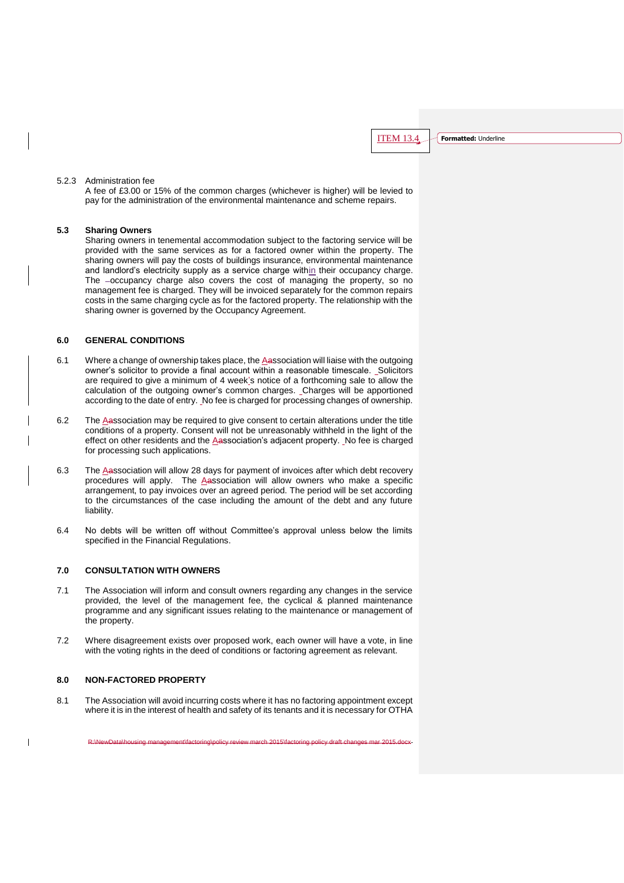ITEM 13.4

5.2.3 Administration fee

A fee of £3.00 or 15% of the common charges (whichever is higher) will be levied to pay for the administration of the environmental maintenance and scheme repairs.

### 5.3 Sharing Owners

Sharing owners in tenemental accommodation subject to the factoring service will be provided with the same services as for a factored owner within the property. The sharing owners will pay the costs of buildings insurance, environmental maintenance and landlord's electricity supply as a service charge within their occupancy charge. The occupancy charge also covers the cost of managing the property, so no management fee is charged. They will be invoiced separately for the common repairs costs in the same charging cycle as for the factored property. The relationship with the sharing owner is governed by the Occupancy Agreement.

## 6.0 GENERAL CONDITIONS

6.1 Where a change of ownership takes place, the Association will liaise with the outgoing owner's solicitor to provide a final account within a reasonable timescale. Solicitors are required to give a minimum of 4 week's notice of a forthcoming sale to allow the calculation of the outgoing owner's common charges. Charges will be apportioned according to the date of entry. No fee is charged for processing changes of ownership.

6.2 The Association may be required to give consent to certain alterations under the title conditions of a property. Consent will not be unreasonably withheld in the light of the effect on other residents and the Association's adjacent property. No fee is charged for processing such applications.

6.3 The Association will allow 28 days for payment of invoices after which debt recovery procedures will apply. The Association will allow owners who make a specific arrangement, to pay invoices over an agreed period. The period will be set according to the circumstances of the case including the amount of the debt and any future liability.

6.4 No debts will be written off without Committee's approval unless below the limits specified in the Financial Regulations.

## 7.0 CONSULTATION WITH OWNERS

7.1 The Association will inform and consult owners regarding any changes in the service provided, the level of the management fee, the cyclical & planned maintenance programme and any significant issues relating to the maintenance or management of the property.

7.2 Where disagreement exists over proposed work, each owner will have a vote, in line with the voting rights in the deed of conditions or factoring agreement as relevant.

## 8.0 NON-FACTORED PROPERTY

8.1 The Association will avoid incurring costs where it has no factoring appointment except where it is in the interest of health and safety of its tenants and it is necessary for OTHA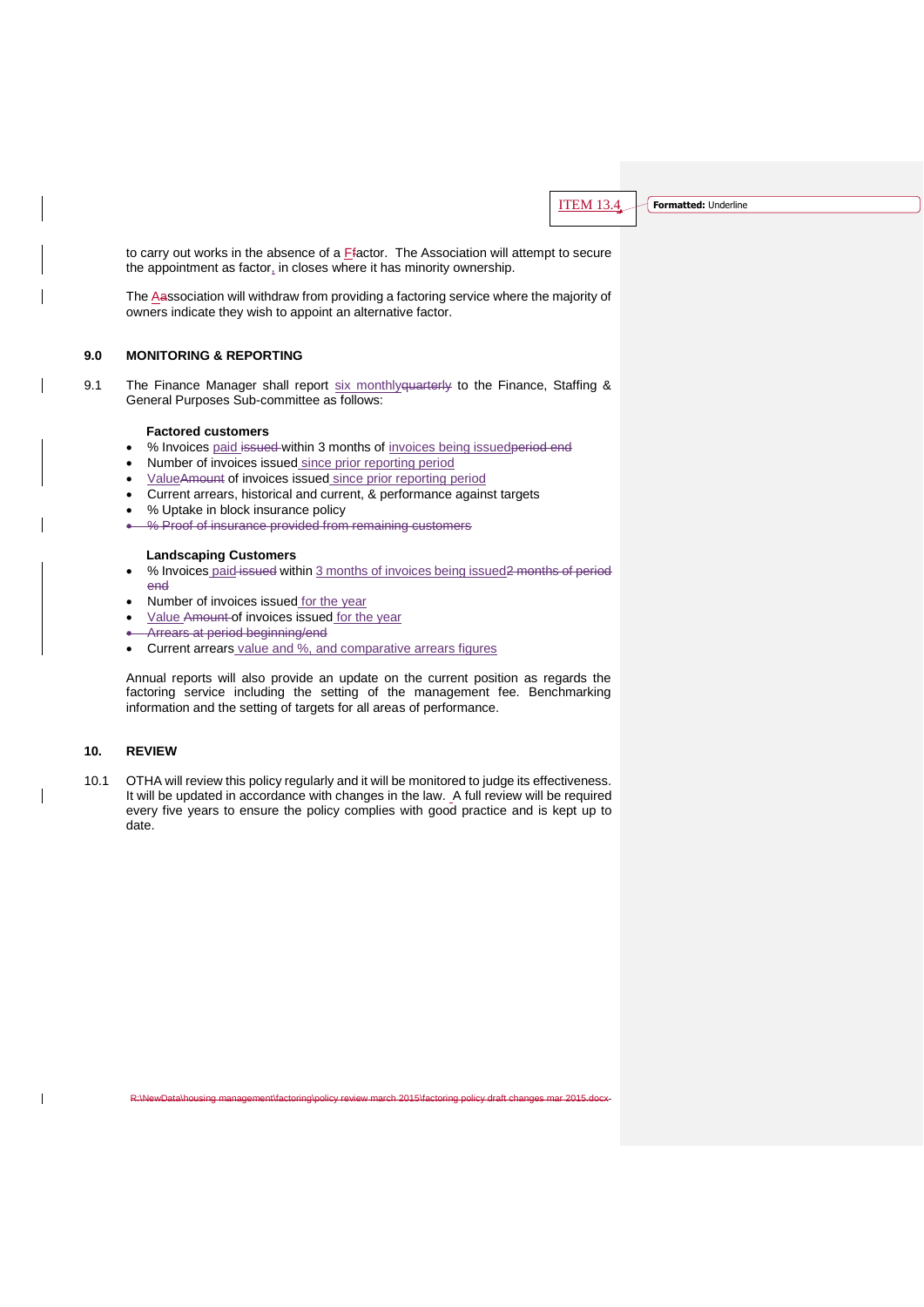ITEM 13.4

to carry out works in the absence of a Factor. The Association will attempt to secure the appointment as factor, in closes where it has minority ownership.

The Association will withdraw from providing a factoring service where the majority of owners indicate they wish to appoint an alternative factor.

## 9.0 MONITORING & REPORTING

9.1 The Finance Manager shall report six monthly to the Finance, Staffing & General Purposes Sub-committee as follows:

**Factored customers**

- % Invoices paid within 3 months of invoices being issued
- Number of invoices issued since prior reporting period
- Value of invoices issued since prior reporting period
- Current arrears, historical and current, & performance against targets
- % Uptake in block insurance policy

**Landscaping Customers**

- % Invoices paid within 3 months of invoices being issued
- Number of invoices issued for the year
- Value of invoices issued for the year
- Current arrears value and %, and comparative arrears figures

Annual reports will also provide an update on the current position as regards the factoring service including the setting of the management fee. Benchmarking information and the setting of targets for all areas of performance.

## 10. REVIEW

10.1 OTHA will review this policy regularly and it will be monitored to judge its effectiveness. It will be updated in accordance with changes in the law. A full review will be required every five years to ensure the policy complies with good practice and is kept up to date.